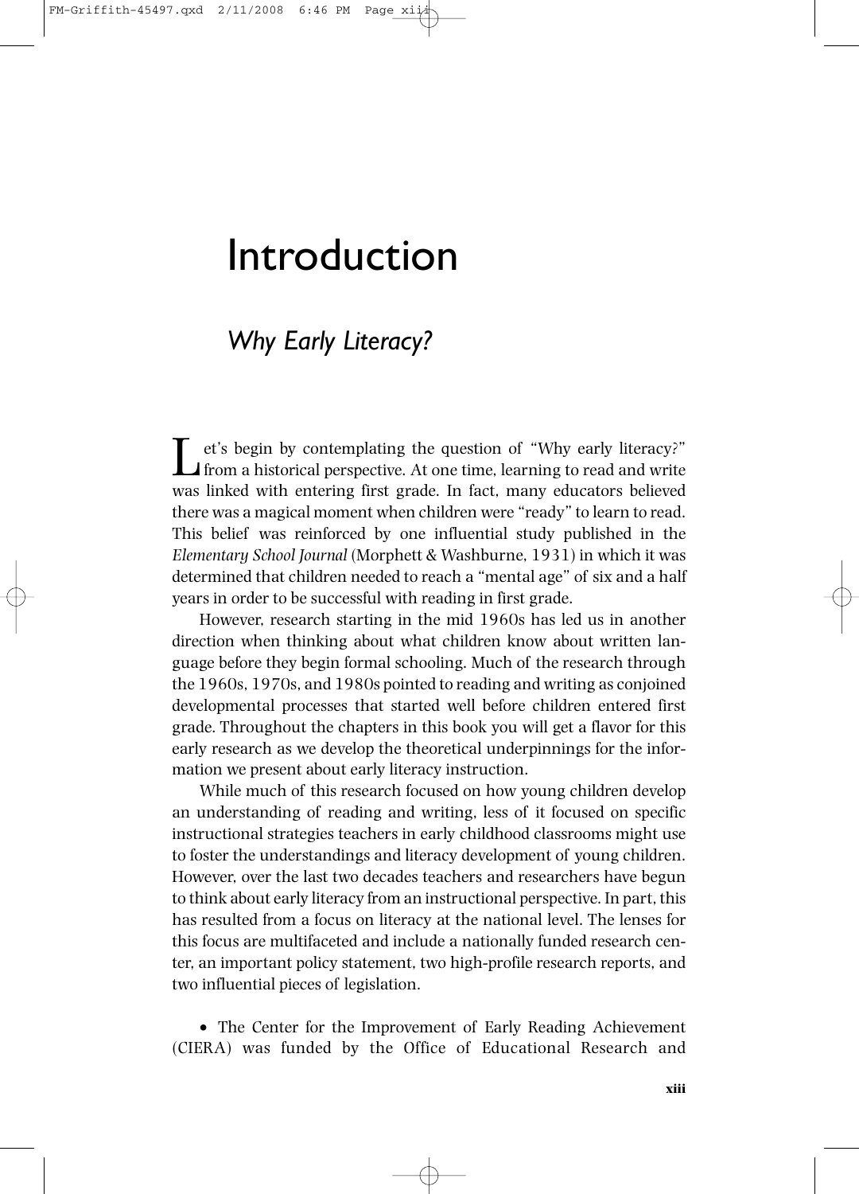# Introduction

## *Why Early Literacy?*

Let's begin by contemplating the question of "Why early literacy?" from a historical perspective. At one time, learning to read and write was linked with entering first grade. In fact, many educators believed there was a magical moment when children were "ready" to learn to read. This belief was reinforced by one influential study published in the *Elementary School Journal* (Morphett & Washburne, 1931) in which it was determined that children needed to reach a "mental age" of six and a half years in order to be successful with reading in first grade.

However, research starting in the mid 1960s has led us in another direction when thinking about what children know about written language before they begin formal schooling. Much of the research through the 1960s, 1970s, and 1980s pointed to reading and writing as conjoined developmental processes that started well before children entered first grade. Throughout the chapters in this book you will get a flavor for this early research as we develop the theoretical underpinnings for the information we present about early literacy instruction.

While much of this research focused on how young children develop an understanding of reading and writing, less of it focused on specific instructional strategies teachers in early childhood classrooms might use to foster the understandings and literacy development of young children. However, over the last two decades teachers and researchers have begun to think about early literacy from an instructional perspective. In part, this has resulted from a focus on literacy at the national level. The lenses for this focus are multifaceted and include a nationally funded research center, an important policy statement, two high-profile research reports, and two influential pieces of legislation.

- The Center for the Improvement of Early Reading Achievement (CIERA) was funded by the Office of Educational Research and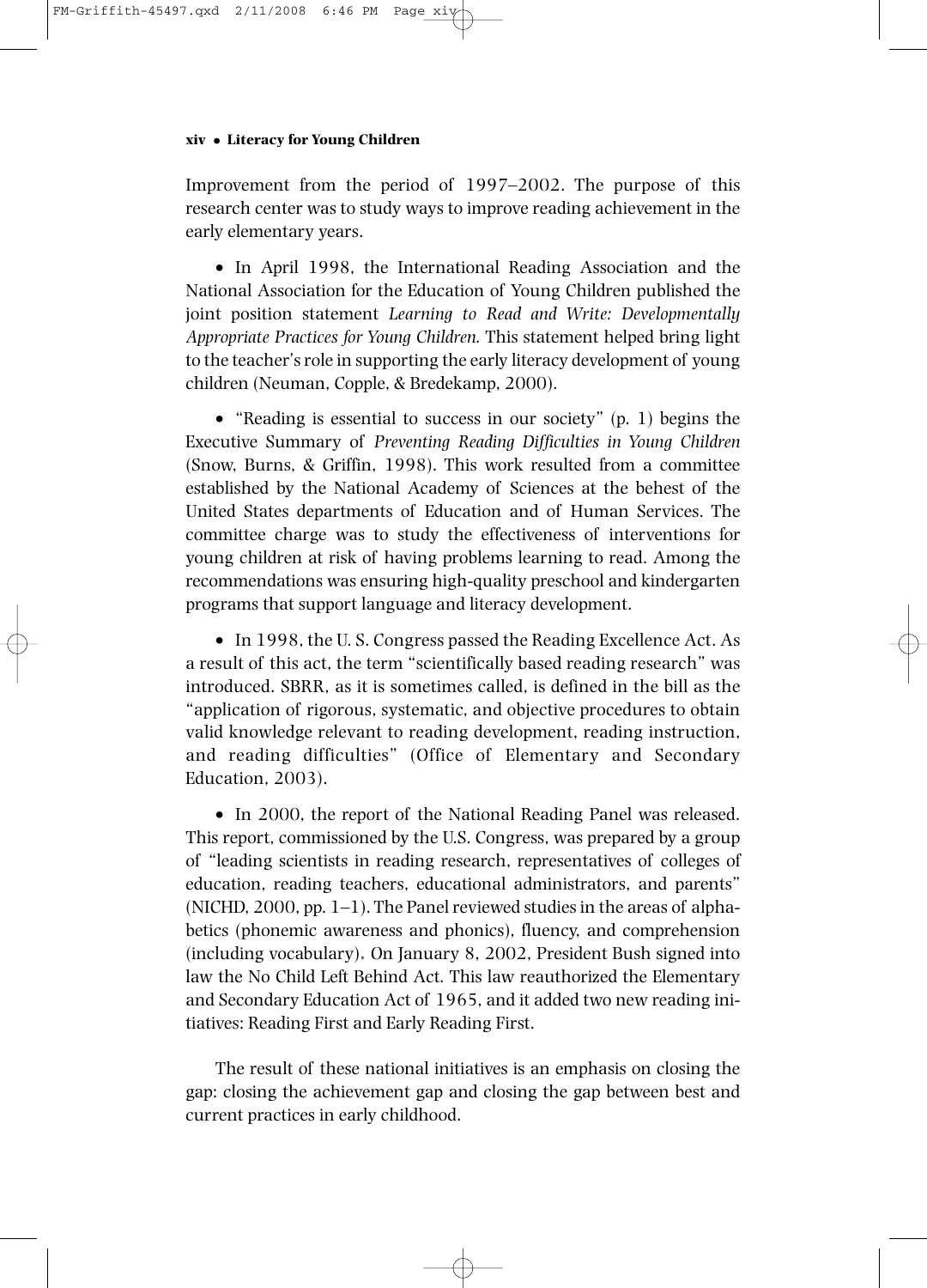Improvement from the period of 1997–2002. The purpose of this research center was to study ways to improve reading achievement in the early elementary years.

- In April 1998, the International Reading Association and the National Association for the Education of Young Children published the joint position statement *Learning to Read and Write: Developmentally Appropriate Practices for Young Children.* This statement helped bring light to the teacher's role in supporting the early literacy development of young children (Neuman, Copple, & Bredekamp, 2000).

- "Reading is essential to success in our society" (p. 1) begins the Executive Summary of *Preventing Reading Difficulties in Young Children* (Snow, Burns, & Griffin, 1998). This work resulted from a committee established by the National Academy of Sciences at the behest of the United States departments of Education and of Human Services. The committee charge was to study the effectiveness of interventions for young children at risk of having problems learning to read. Among the recommendations was ensuring high-quality preschool and kindergarten programs that support language and literacy development.

- In 1998, the U. S. Congress passed the Reading Excellence Act. As a result of this act, the term "scientifically based reading research" was introduced. SBRR, as it is sometimes called, is defined in the bill as the "application of rigorous, systematic, and objective procedures to obtain valid knowledge relevant to reading development, reading instruction, and reading difficulties" (Office of Elementary and Secondary Education, 2003).

- In 2000, the report of the National Reading Panel was released. This report, commissioned by the U.S. Congress, was prepared by a group of "leading scientists in reading research, representatives of colleges of education, reading teachers, educational administrators, and parents" (NICHD, 2000, pp. 1–1). The Panel reviewed studies in the areas of alphabetics (phonemic awareness and phonics), fluency, and comprehension (including vocabulary). On January 8, 2002, President Bush signed into law the No Child Left Behind Act. This law reauthorized the Elementary and Secondary Education Act of 1965, and it added two new reading initiatives: Reading First and Early Reading First.

The result of these national initiatives is an emphasis on closing the gap: closing the achievement gap and closing the gap between best and current practices in early childhood.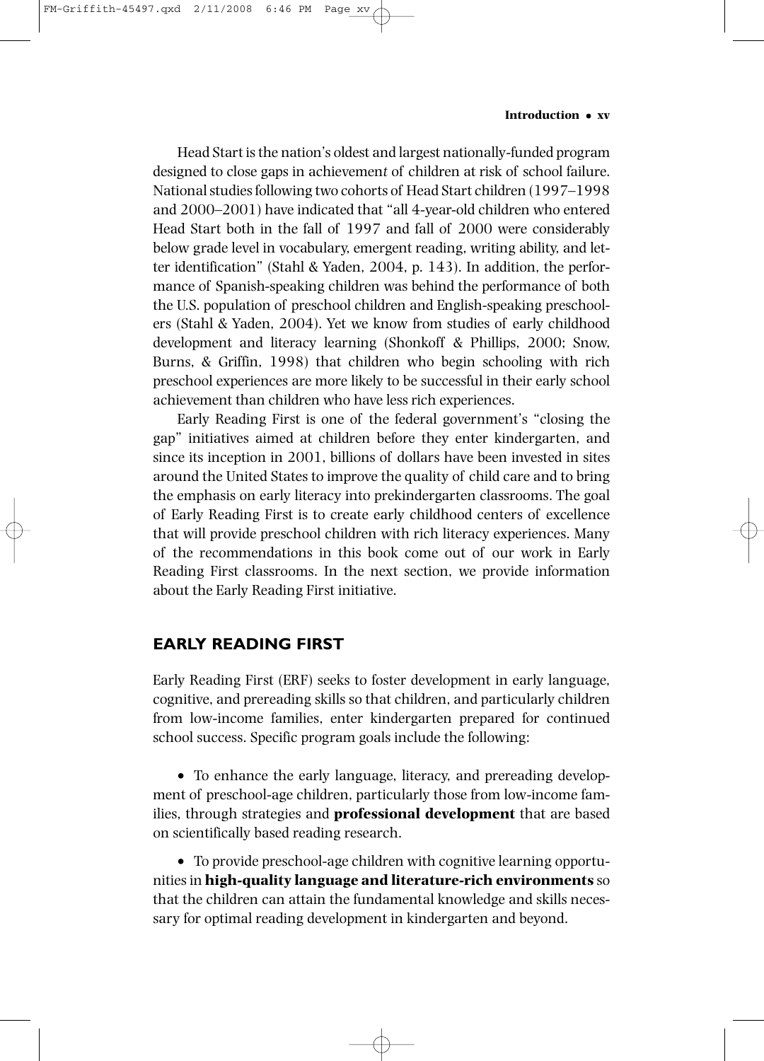Head Start is the nation's oldest and largest nationally-funded program designed to close gaps in achievement of children at risk of school failure. National studies following two cohorts of Head Start children (1997–1998 and 2000–2001) have indicated that "all 4-year-old children who entered Head Start both in the fall of 1997 and fall of 2000 were considerably below grade level in vocabulary, emergent reading, writing ability, and letter identification" (Stahl & Yaden, 2004, p. 143). In addition, the performance of Spanish-speaking children was behind the performance of both the U.S. population of preschool children and English-speaking preschoolers (Stahl & Yaden, 2004). Yet we know from studies of early childhood development and literacy learning (Shonkoff & Phillips, 2000; Snow, Burns, & Griffin, 1998) that children who begin schooling with rich preschool experiences are more likely to be successful in their early school achievement than children who have less rich experiences.

Early Reading First is one of the federal government's "closing the gap" initiatives aimed at children before they enter kindergarten, and since its inception in 2001, billions of dollars have been invested in sites around the United States to improve the quality of child care and to bring the emphasis on early literacy into prekindergarten classrooms. The goal of Early Reading First is to create early childhood centers of excellence that will provide preschool children with rich literacy experiences. Many of the recommendations in this book come out of our work in Early Reading First classrooms. In the next section, we provide information about the Early Reading First initiative.

## EARLY READING FIRST

Early Reading First (ERF) seeks to foster development in early language, cognitive, and prereading skills so that children, and particularly children from low-income families, enter kindergarten prepared for continued school success. Specific program goals include the following:

- To enhance the early language, literacy, and prereading development of preschool-age children, particularly those from low-income families, through strategies and **professional development** that are based on scientifically based reading research.

- To provide preschool-age children with cognitive learning opportunities in **high-quality language and literature-rich environments** so that the children can attain the fundamental knowledge and skills necessary for optimal reading development in kindergarten and beyond.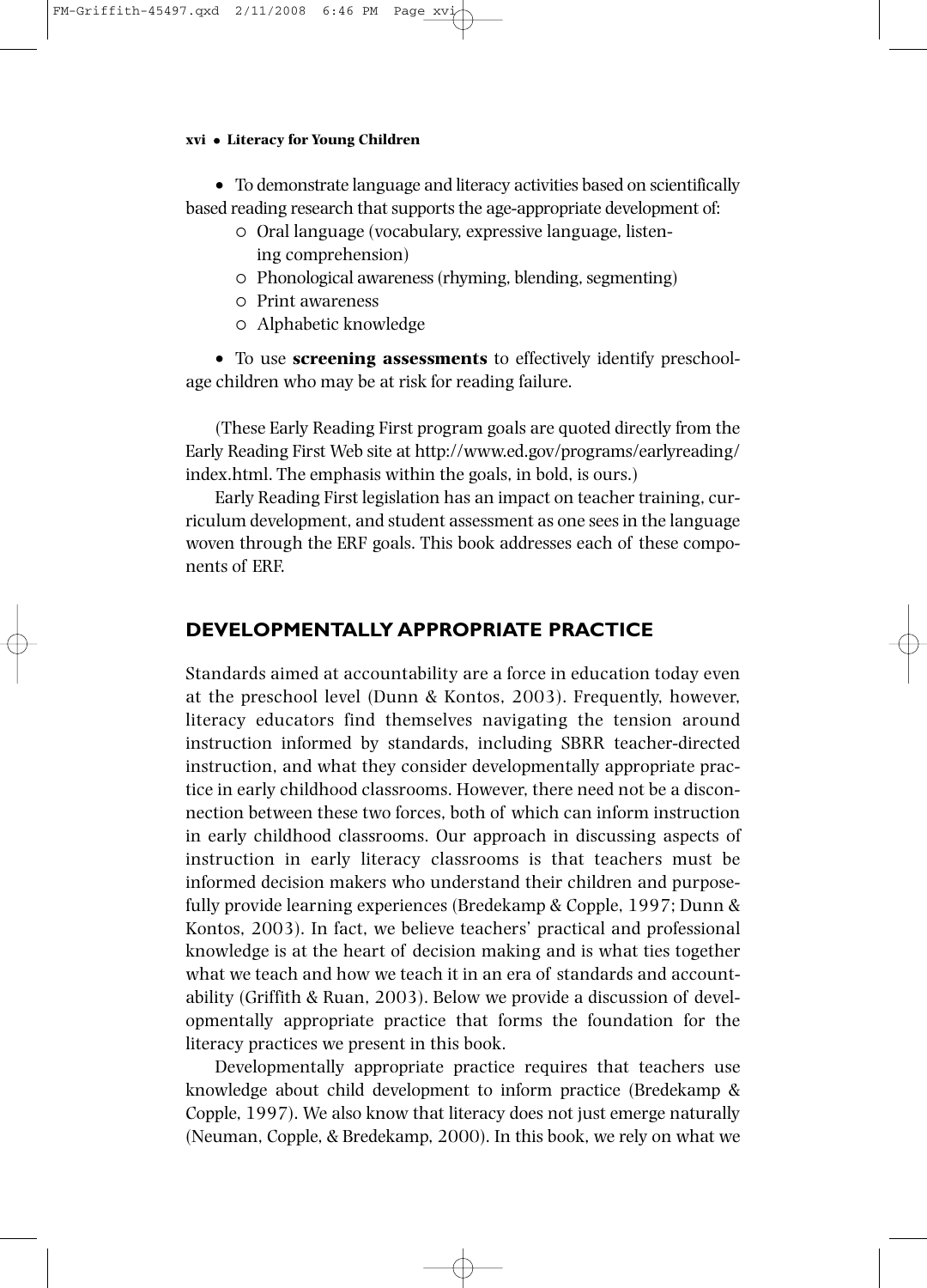- To demonstrate language and literacy activities based on scientifically based reading research that supports the age-appropriate development of:
  - Oral language (vocabulary, expressive language, listening comprehension)
  - Phonological awareness (rhyming, blending, segmenting)
  - Print awareness
  - Alphabetic knowledge
- To use **screening assessments** to effectively identify preschool-age children who may be at risk for reading failure.

(These Early Reading First program goals are quoted directly from the Early Reading First Web site at http://www.ed.gov/programs/earlyreading/index.html. The emphasis within the goals, in bold, is ours.)

Early Reading First legislation has an impact on teacher training, curriculum development, and student assessment as one sees in the language woven through the ERF goals. This book addresses each of these components of ERF.

## DEVELOPMENTALLY APPROPRIATE PRACTICE

Standards aimed at accountability are a force in education today even at the preschool level (Dunn & Kontos, 2003). Frequently, however, literacy educators find themselves navigating the tension around instruction informed by standards, including SBRR teacher-directed instruction, and what they consider developmentally appropriate practice in early childhood classrooms. However, there need not be a disconnection between these two forces, both of which can inform instruction in early childhood classrooms. Our approach in discussing aspects of instruction in early literacy classrooms is that teachers must be informed decision makers who understand their children and purposefully provide learning experiences (Bredekamp & Copple, 1997; Dunn & Kontos, 2003). In fact, we believe teachers' practical and professional knowledge is at the heart of decision making and is what ties together what we teach and how we teach it in an era of standards and accountability (Griffith & Ruan, 2003). Below we provide a discussion of developmentally appropriate practice that forms the foundation for the literacy practices we present in this book.

Developmentally appropriate practice requires that teachers use knowledge about child development to inform practice (Bredekamp & Copple, 1997). We also know that literacy does not just emerge naturally (Neuman, Copple, & Bredekamp, 2000). In this book, we rely on what we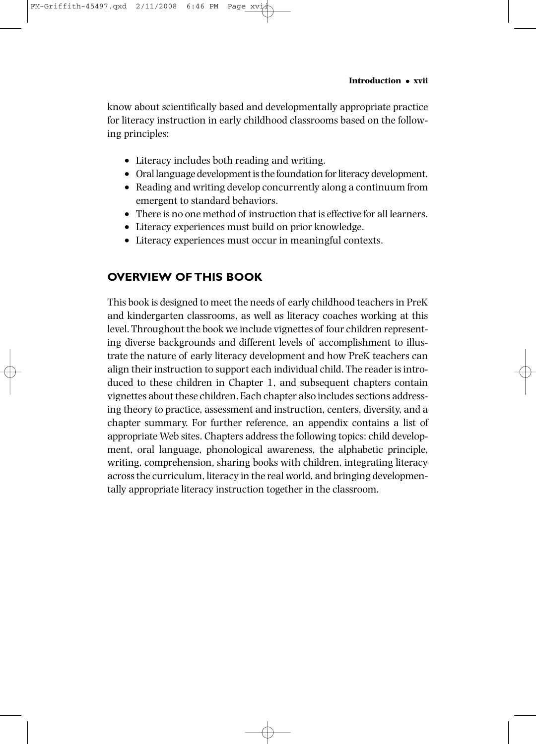know about scientifically based and developmentally appropriate practice for literacy instruction in early childhood classrooms based on the following principles:

- Literacy includes both reading and writing.
- Oral language development is the foundation for literacy development.
- Reading and writing develop concurrently along a continuum from emergent to standard behaviors.
- There is no one method of instruction that is effective for all learners.
- Literacy experiences must build on prior knowledge.
- Literacy experiences must occur in meaningful contexts.

## OVERVIEW OF THIS BOOK

This book is designed to meet the needs of early childhood teachers in PreK and kindergarten classrooms, as well as literacy coaches working at this level. Throughout the book we include vignettes of four children representing diverse backgrounds and different levels of accomplishment to illustrate the nature of early literacy development and how PreK teachers can align their instruction to support each individual child. The reader is introduced to these children in Chapter 1, and subsequent chapters contain vignettes about these children. Each chapter also includes sections addressing theory to practice, assessment and instruction, centers, diversity, and a chapter summary. For further reference, an appendix contains a list of appropriate Web sites. Chapters address the following topics: child development, oral language, phonological awareness, the alphabetic principle, writing, comprehension, sharing books with children, integrating literacy across the curriculum, literacy in the real world, and bringing developmentally appropriate literacy instruction together in the classroom.